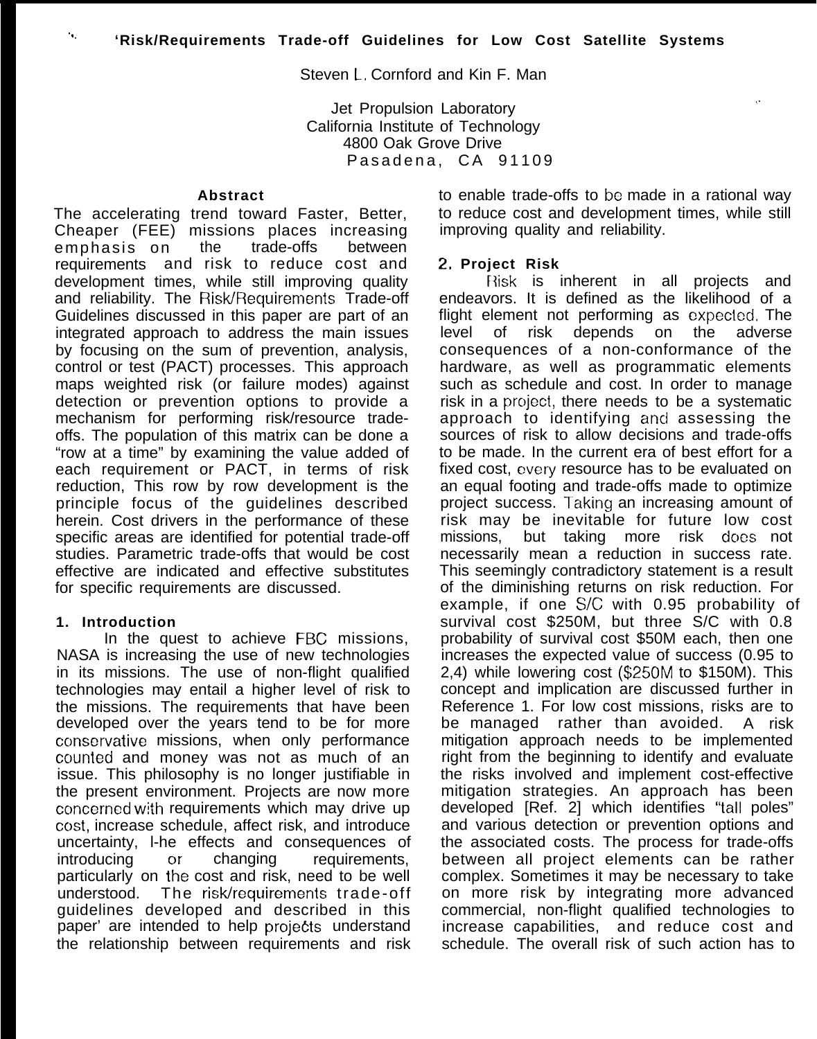# 'Risk/Requirements Trade-off Guidelines for Low Cost Satellite Systems

Steven L. Cornford and Kin F. Man

Jet Propulsion Laboratory
California Institute of Technology
4800 Oak Grove Drive
Pasadena, CA 91109

## Abstract

The accelerating trend toward Faster, Better, Cheaper (FEE) missions places increasing emphasis on the trade-offs between requirements and risk to reduce cost and development times, while still improving quality and reliability. The Risk/Requirements Trade-off Guidelines discussed in this paper are part of an integrated approach to address the main issues by focusing on the sum of prevention, analysis, control or test (PACT) processes. This approach maps weighted risk (or failure modes) against detection or prevention options to provide a mechanism for performing risk/resource trade-offs. The population of this matrix can be done a "row at a time" by examining the value added of each requirement or PACT, in terms of risk reduction, This row by row development is the principle focus of the guidelines described herein. Cost drivers in the performance of these specific areas are identified for potential trade-off studies. Parametric trade-offs that would be cost effective are indicated and effective substitutes for specific requirements are discussed.

## 1. Introduction

In the quest to achieve FBC missions, NASA is increasing the use of new technologies in its missions. The use of non-flight qualified technologies may entail a higher level of risk to the missions. The requirements that have been developed over the years tend to be for more conservative missions, when only performance counted and money was not as much of an issue. This philosophy is no longer justifiable in the present environment. Projects are now more concerned with requirements which may drive up cost, increase schedule, affect risk, and introduce uncertainty, I-he effects and consequences of introducing or changing requirements, particularly on the cost and risk, need to be well understood. The risk/requirements trade-off guidelines developed and described in this paper' are intended to help projects understand the relationship between requirements and risk to enable trade-offs to be made in a rational way to reduce cost and development times, while still improving quality and reliability.

## 2. Project Risk

Risk is inherent in all projects and endeavors. It is defined as the likelihood of a flight element not performing as expected. The level of risk depends on the adverse consequences of a non-conformance of the hardware, as well as programmatic elements such as schedule and cost. In order to manage risk in a project, there needs to be a systematic approach to identifying and assessing the sources of risk to allow decisions and trade-offs to be made. In the current era of best effort for a fixed cost, every resource has to be evaluated on an equal footing and trade-offs made to optimize project success. Taking an increasing amount of risk may be inevitable for future low cost missions, but taking more risk does not necessarily mean a reduction in success rate. This seemingly contradictory statement is a result of the diminishing returns on risk reduction. For example, if one S/C with 0.95 probability of survival cost $250M, but three S/C with 0.8 probability of survival cost $50M each, then one increases the expected value of success (0.95 to 2,4) while lowering cost ($250M to $150M). This concept and implication are discussed further in Reference 1. For low cost missions, risks are to be managed rather than avoided. A risk mitigation approach needs to be implemented right from the beginning to identify and evaluate the risks involved and implement cost-effective mitigation strategies. An approach has been developed [Ref. 2] which identifies "tall poles" and various detection or prevention options and the associated costs. The process for trade-offs between all project elements can be rather complex. Sometimes it may be necessary to take on more risk by integrating more advanced commercial, non-flight qualified technologies to increase capabilities, and reduce cost and schedule. The overall risk of such action has to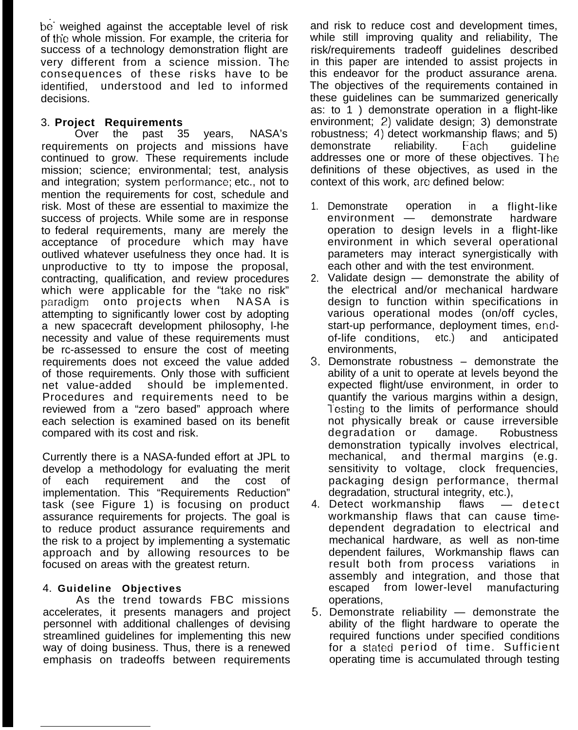be weighed against the acceptable level of risk of the whole mission. For example, the criteria for success of a technology demonstration flight are very different from a science mission. The consequences of these risks have to be identified, understood and led to informed decisions.

## 3. Project Requirements

Over the past 35 years, NASA's requirements on projects and missions have continued to grow. These requirements include mission; science; environmental; test, analysis and integration; system performance; etc., not to mention the requirements for cost, schedule and risk. Most of these are essential to maximize the success of projects. While some are in response to federal requirements, many are merely the acceptance of procedure which may have outlived whatever usefulness they once had. It is unproductive to tty to impose the proposal, contracting, qualification, and review procedures which were applicable for the "take no risk" paradigm onto projects when NASA is attempting to significantly lower cost by adopting a new spacecraft development philosophy, I-he necessity and value of these requirements must be rc-assessed to ensure the cost of meeting requirements does not exceed the value added of those requirements. Only those with sufficient net value-added should be implemented. Procedures and requirements need to be reviewed from a "zero based" approach where each selection is examined based on its benefit compared with its cost and risk.

Currently there is a NASA-funded effort at JPL to develop a methodology for evaluating the merit of each requirement and the cost of implementation. This "Requirements Reduction" task (see Figure 1) is focusing on product assurance requirements for projects. The goal is to reduce product assurance requirements and the risk to a project by implementing a systematic approach and by allowing resources to be focused on areas with the greatest return.

## 4. Guideline Objectives

As the trend towards FBC missions accelerates, it presents managers and project personnel with additional challenges of devising streamlined guidelines for implementing this new way of doing business. Thus, there is a renewed emphasis on tradeoffs between requirements and risk to reduce cost and development times, while still improving quality and reliability, The risk/requirements tradeoff guidelines described in this paper are intended to assist projects in this endeavor for the product assurance arena. The objectives of the requirements contained in these guidelines can be summarized generically as: to 1) demonstrate operation in a flight-like environment; 2) validate design; 3) demonstrate robustness; 4) detect workmanship flaws; and 5) demonstrate reliability. Each guideline addresses one or more of these objectives. The definitions of these objectives, as used in the context of this work, are defined below:

1. Demonstrate operation in a flight-like environment — demonstrate hardware operation to design levels in a flight-like environment in which several operational parameters may interact synergistically with each other and with the test environment.
2. Validate design — demonstrate the ability of the electrical and/or mechanical hardware design to function within specifications in various operational modes (on/off cycles, start-up performance, deployment times, end-of-life conditions, etc.) and anticipated environments,
3. Demonstrate robustness – demonstrate the ability of a unit to operate at levels beyond the expected flight/use environment, in order to quantify the various margins within a design, Testing to the limits of performance should not physically break or cause irreversible degradation or damage. Robustness demonstration typically involves electrical, mechanical, and thermal margins (e.g. sensitivity to voltage, clock frequencies, packaging design performance, thermal degradation, structural integrity, etc.),
4. Detect workmanship flaws — detect workmanship flaws that can cause time-dependent degradation to electrical and mechanical hardware, as well as non-time dependent failures, Workmanship flaws can result both from process variations in assembly and integration, and those that escaped from lower-level manufacturing operations,
5. Demonstrate reliability — demonstrate the ability of the flight hardware to operate the required functions under specified conditions for a stated period of time. Sufficient operating time is accumulated through testing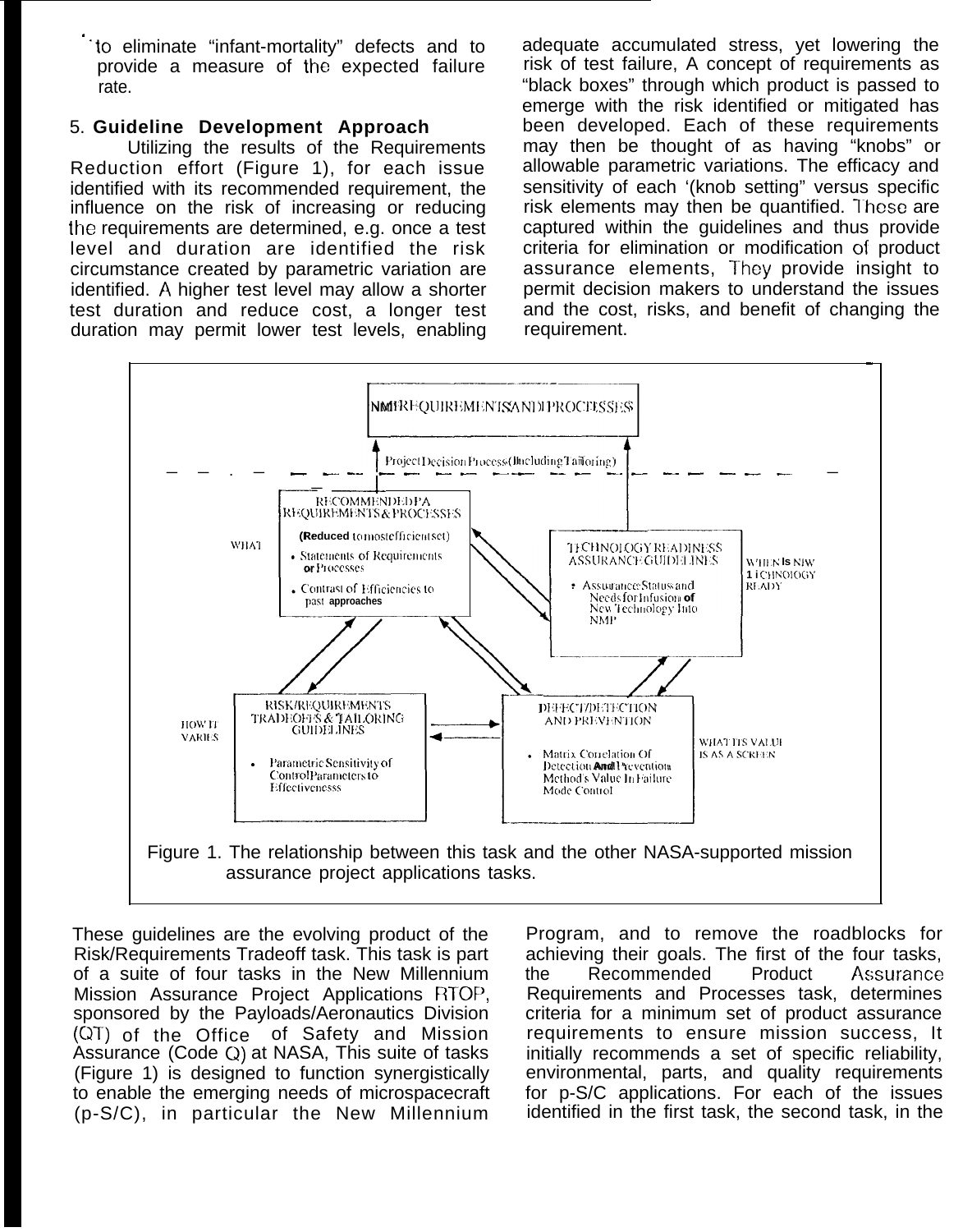to eliminate "infant-mortality" defects and to provide a measure of the expected failure rate.

## 5. Guideline Development Approach

Utilizing the results of the Requirements Reduction effort (Figure 1), for each issue identified with its recommended requirement, the influence on the risk of increasing or reducing the requirements are determined, e.g. once a test level and duration are identified the risk circumstance created by parametric variation are identified. A higher test level may allow a shorter test duration and reduce cost, a longer test duration may permit lower test levels, enabling adequate accumulated stress, yet lowering the risk of test failure, A concept of requirements as "black boxes" through which product is passed to emerge with the risk identified or mitigated has been developed. Each of these requirements may then be thought of as having "knobs" or allowable parametric variations. The efficacy and sensitivity of each '(knob setting" versus specific risk elements may then be quantified. These are captured within the guidelines and thus provide criteria for elimination or modification of product assurance elements, They provide insight to permit decision makers to understand the issues and the cost, risks, and benefit of changing the requirement.

NMP REQUIREMENTS AND PROCESSES

Project Decision Process (Including Tailoring)

WHAT — RECOMMENDED PA REQUIREMENTS & PROCESSES (Reduced to most efficient set)
- Statements of Requirements or Processes
- Contrast of Efficiencies to past approaches

TECHNOLOGY READINESS ASSURANCE GUIDELINES — WHEN IS NEW TECHNOLOGY READY
- Assurance Status and Needs for Infusion of New Technology Into NMP

HOW IT VARIES — RISK/REQUIREMENTS TRADEOFFS & TAILORING GUIDELINES
- Parametric Sensitivity of Control Parameters to Effectiveness

DEFECT/DETECTION AND PREVENTION — WHAT ITS VALUE IS AS A SCREEN
- Matrix Correlation Of Detection And Prevention Method's Value In Failure Mode Control

Figure 1. The relationship between this task and the other NASA-supported mission assurance project applications tasks.

These guidelines are the evolving product of the Risk/Requirements Tradeoff task. This task is part of a suite of four tasks in the New Millennium Mission Assurance Project Applications RTOP, sponsored by the Payloads/Aeronautics Division (QT) of the Office of Safety and Mission Assurance (Code Q) at NASA, This suite of tasks (Figure 1) is designed to function synergistically to enable the emerging needs of microspacecraft (p-S/C), in particular the New Millennium Program, and to remove the roadblocks for achieving their goals. The first of the four tasks, the Recommended Product Assurance Requirements and Processes task, determines criteria for a minimum set of product assurance requirements to ensure mission success, It initially recommends a set of specific reliability, environmental, parts, and quality requirements for p-S/C applications. For each of the issues identified in the first task, the second task, in the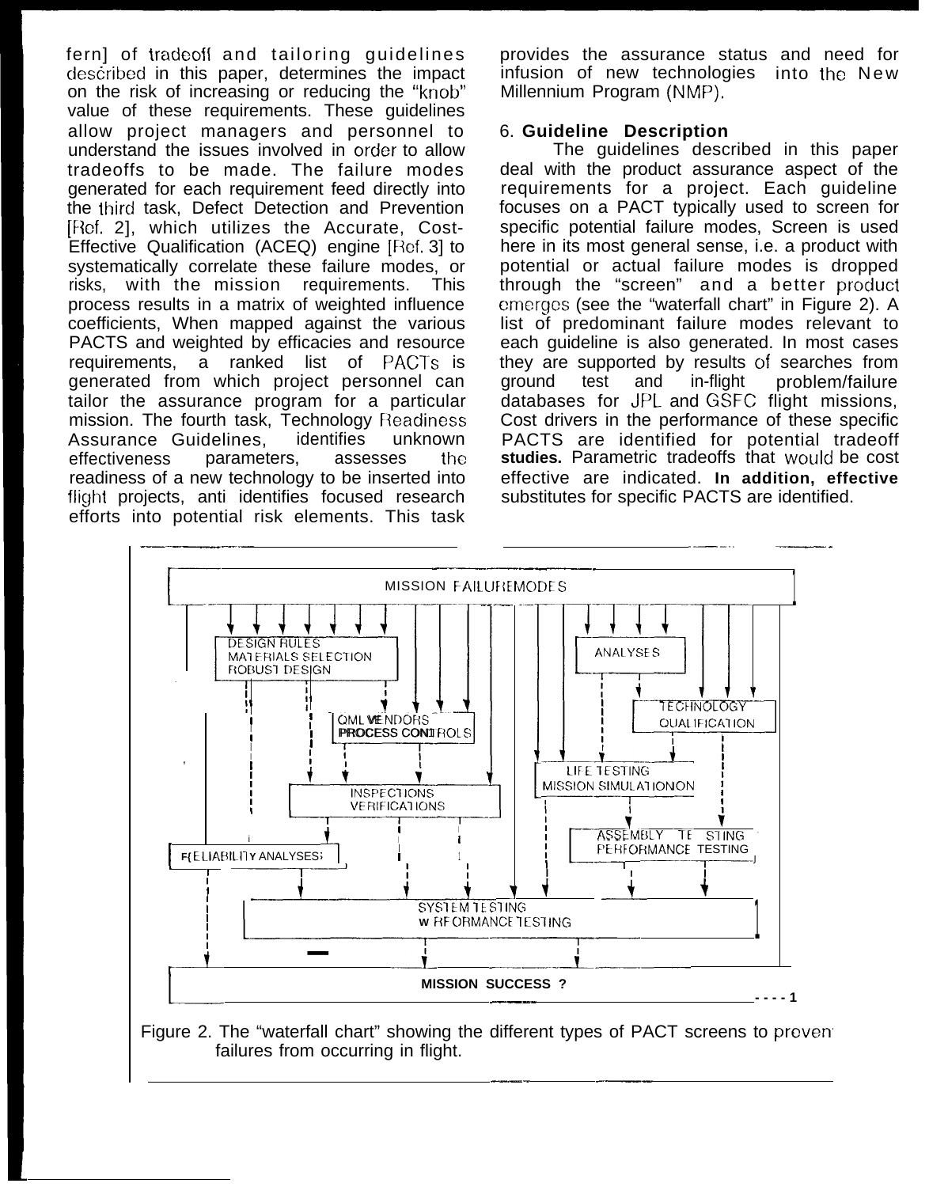fern] of tradeoff and tailoring guidelines described in this paper, determines the impact on the risk of increasing or reducing the "knob" value of these requirements. These guidelines allow project managers and personnel to understand the issues involved in order to allow tradeoffs to be made. The failure modes generated for each requirement feed directly into the third task, Defect Detection and Prevention [Ref. 2], which utilizes the Accurate, Cost-Effective Qualification (ACEQ) engine [Ref. 3] to systematically correlate these failure modes, or risks, with the mission requirements. This process results in a matrix of weighted influence coefficients, When mapped against the various PACTS and weighted by efficacies and resource requirements, a ranked list of PACTs is generated from which project personnel can tailor the assurance program for a particular mission. The fourth task, Technology Readiness Assurance Guidelines, identifies unknown effectiveness parameters, assesses the readiness of a new technology to be inserted into flight projects, anti identifies focused research efforts into potential risk elements. This task provides the assurance status and need for infusion of new technologies into the New Millennium Program (NMP).

## 6. Guideline Description

The guidelines described in this paper deal with the product assurance aspect of the requirements for a project. Each guideline focuses on a PACT typically used to screen for specific potential failure modes, Screen is used here in its most general sense, i.e. a product with potential or actual failure modes is dropped through the "screen" and a better product emerges (see the "waterfall chart" in Figure 2). A list of predominant failure modes relevant to each guideline is also generated. In most cases they are supported by results of searches from ground test and in-flight problem/failure databases for JPL and GSFC flight missions, Cost drivers in the performance of these specific PACTS are identified for potential tradeoff studies. Parametric tradeoffs that would be cost effective are indicated. In addition, effective substitutes for specific PACTS are identified.

MISSION FAILURE MODES

DESIGN RULES
MATERIALS SELECTION
ROBUST DESIGN

ANALYSES

QML VENDORS
PROCESS CONTROLS

TECHNOLOGY
QUALIFICATION

INSPECTIONS
VERIFICATIONS

LIFE TESTING
MISSION SIMULATION

RELIABILITY ANALYSES

ASSEMBLY TESTING
PERFORMANCE TESTING

SYSTEM TESTING
PERFORMANCE TESTING

MISSION SUCCESS ?

Figure 2. The "waterfall chart" showing the different types of PACT screens to prevent failures from occurring in flight.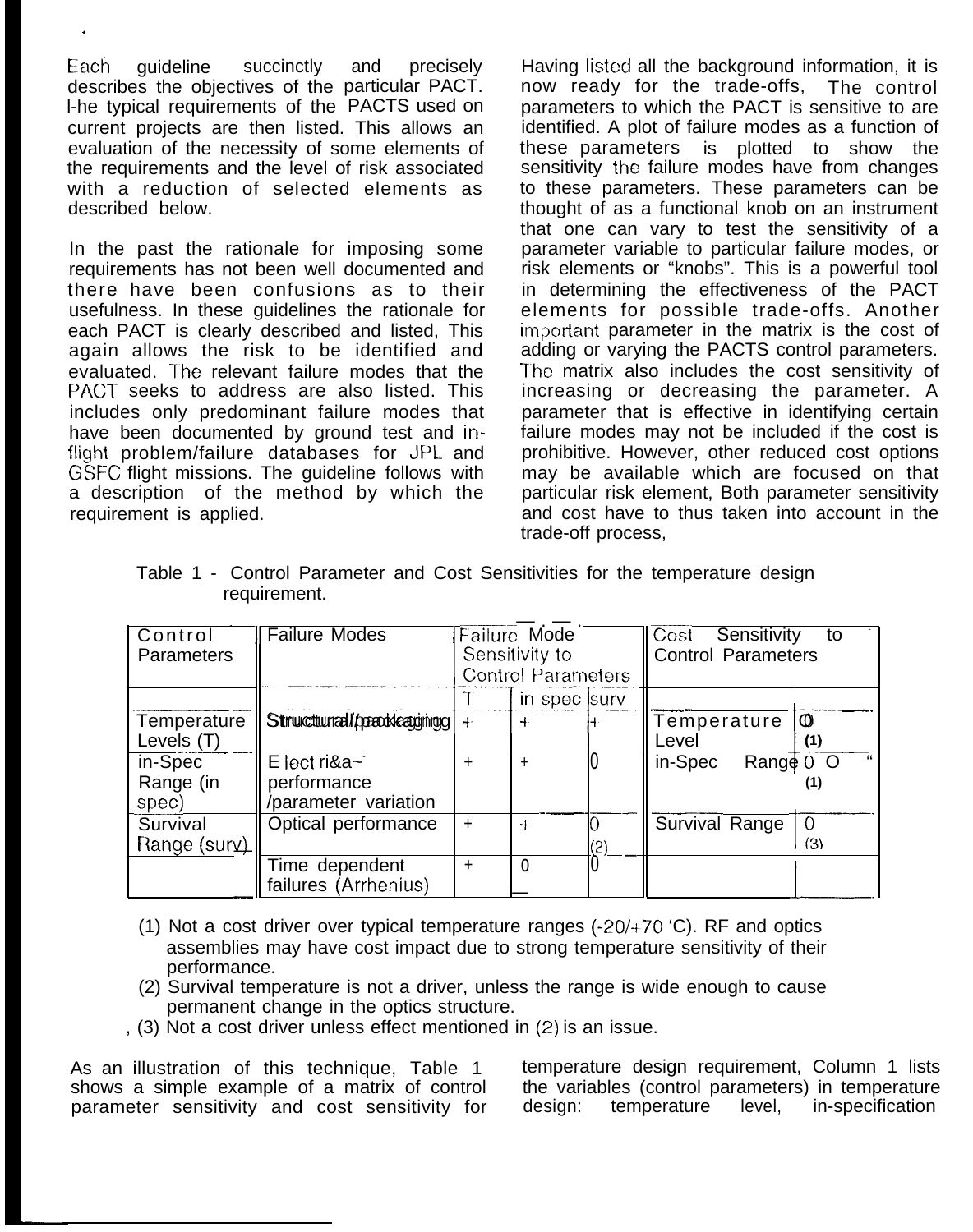Each guideline succinctly and precisely describes the objectives of the particular PACT. The typical requirements of the PACTS used on current projects are then listed. This allows an evaluation of the necessity of some elements of the requirements and the level of risk associated with a reduction of selected elements as described below.

In the past the rationale for imposing some requirements has not been well documented and there have been confusions as to their usefulness. In these guidelines the rationale for each PACT is clearly described and listed, This again allows the risk to be identified and evaluated. The relevant failure modes that the PACT seeks to address are also listed. This includes only predominant failure modes that have been documented by ground test and in-flight problem/failure databases for JPL and GSFC flight missions. The guideline follows with a description of the method by which the requirement is applied.

Having listed all the background information, it is now ready for the trade-offs, The control parameters to which the PACT is sensitive to are identified. A plot of failure modes as a function of these parameters is plotted to show the sensitivity the failure modes have from changes to these parameters. These parameters can be thought of as a functional knob on an instrument that one can vary to test the sensitivity of a parameter variable to particular failure modes, or risk elements or "knobs". This is a powerful tool in determining the effectiveness of the PACT elements for possible trade-offs. Another important parameter in the matrix is the cost of adding or varying the PACTS control parameters. The matrix also includes the cost sensitivity of increasing or decreasing the parameter. A parameter that is effective in identifying certain failure modes may not be included if the cost is prohibitive. However, other reduced cost options may be available which are focused on that particular risk element, Both parameter sensitivity and cost have to thus taken into account in the trade-off process,

Table 1 - Control Parameter and Cost Sensitivities for the temperature design requirement.

| Control Parameters | Failure Modes | Failure Mode Sensitivity to Control Parameters | | | Cost Sensitivity to Control Parameters | |
|---|---|---|---|---|---|---|
| | | T | in spec | surv | | |
| Temperature Levels (T) | Structural/packaging | + | + | + | Temperature Level | 0 (1) |
| in-Spec Range (in spec) | Electrical performance /parameter variation | + | + | 0 | in-Spec Range | 0 (1) |
| Survival Range (surv) | Optical performance | + | + | 0 (2) | Survival Range | 0 (3) |
| | Time dependent failures (Arrhenius) | + | 0 | 0 | | |

(1) Not a cost driver over typical temperature ranges (-20/+70 'C). RF and optics assemblies may have cost impact due to strong temperature sensitivity of their performance.
(2) Survival temperature is not a driver, unless the range is wide enough to cause permanent change in the optics structure.
(3) Not a cost driver unless effect mentioned in (2) is an issue.

As an illustration of this technique, Table 1 shows a simple example of a matrix of control parameter sensitivity and cost sensitivity for temperature design requirement, Column 1 lists the variables (control parameters) in temperature design: temperature level, in-specification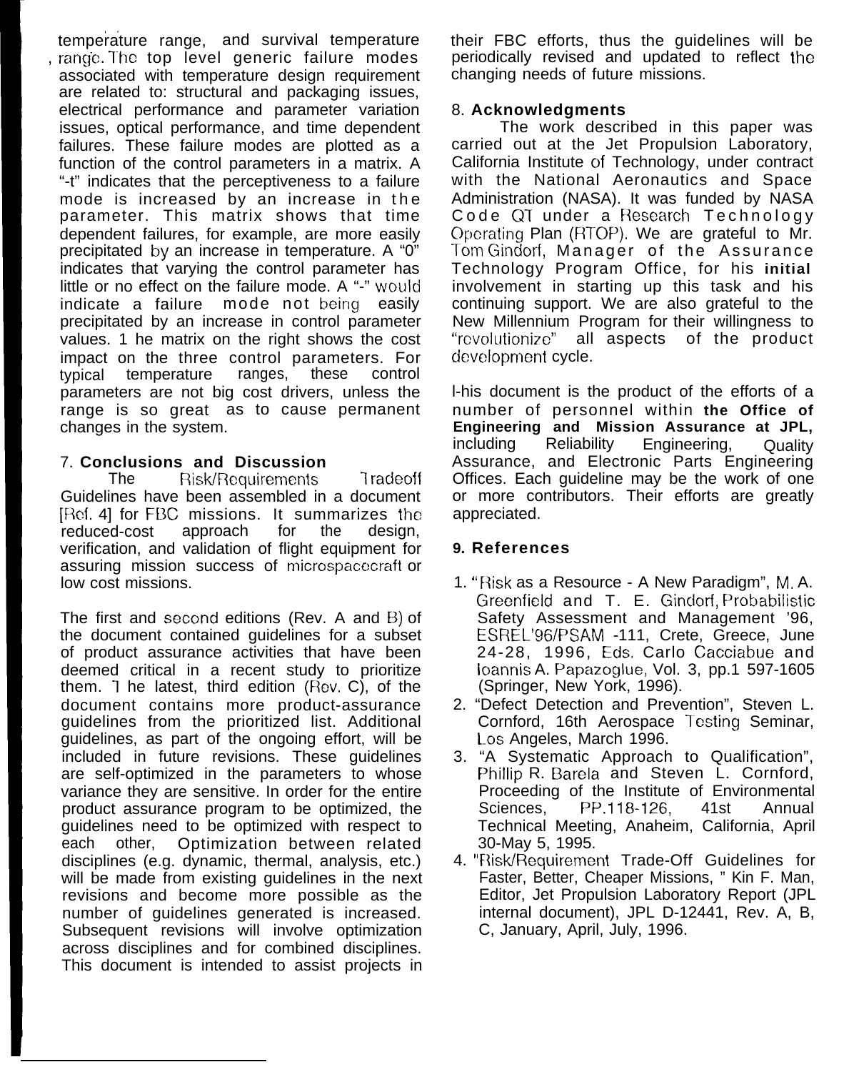temperature range, and survival temperature range. The top level generic failure modes associated with temperature design requirement are related to: structural and packaging issues, electrical performance and parameter variation issues, optical performance, and time dependent failures. These failure modes are plotted as a function of the control parameters in a matrix. A "-t" indicates that the perceptiveness to a failure mode is increased by an increase in the parameter. This matrix shows that time dependent failures, for example, are more easily precipitated by an increase in temperature. A "0" indicates that varying the control parameter has little or no effect on the failure mode. A "-" would indicate a failure mode not being easily precipitated by an increase in control parameter values. 1 he matrix on the right shows the cost impact on the three control parameters. For typical temperature ranges, these control parameters are not big cost drivers, unless the range is so great as to cause permanent changes in the system.

## 7. Conclusions and Discussion

The Risk/Requirements Tradeoff Guidelines have been assembled in a document [Ref. 4] for FBC missions. It summarizes the reduced-cost approach for the design, verification, and validation of flight equipment for assuring mission success of microspacecraft or low cost missions.

The first and second editions (Rev. A and B) of the document contained guidelines for a subset of product assurance activities that have been deemed critical in a recent study to prioritize them. The latest, third edition (Rev. C), of the document contains more product-assurance guidelines from the prioritized list. Additional guidelines, as part of the ongoing effort, will be included in future revisions. These guidelines are self-optimized in the parameters to whose variance they are sensitive. In order for the entire product assurance program to be optimized, the guidelines need to be optimized with respect to each other, Optimization between related disciplines (e.g. dynamic, thermal, analysis, etc.) will be made from existing guidelines in the next revisions and become more possible as the number of guidelines generated is increased. Subsequent revisions will involve optimization across disciplines and for combined disciplines. This document is intended to assist projects in their FBC efforts, thus the guidelines will be periodically revised and updated to reflect the changing needs of future missions.

## 8. Acknowledgments

The work described in this paper was carried out at the Jet Propulsion Laboratory, California Institute of Technology, under contract with the National Aeronautics and Space Administration (NASA). It was funded by NASA Code QT under a Research Technology Operating Plan (RTOP). We are grateful to Mr. Tom Gindorf, Manager of the Assurance Technology Program Office, for his **initial** involvement in starting up this task and his continuing support. We are also grateful to the New Millennium Program for their willingness to "revolutionize" all aspects of the product development cycle.

I-his document is the product of the efforts of a number of personnel within **the Office of Engineering and Mission Assurance at JPL,** including Reliability Engineering, Quality Assurance, and Electronic Parts Engineering Offices. Each guideline may be the work of one or more contributors. Their efforts are greatly appreciated.

## 9. References

1. "Risk as a Resource - A New Paradigm", M. A. Greenfield and T. E. Gindorf, Probabilistic Safety Assessment and Management '96, ESREL'96/PSAM -111, Crete, Greece, June 24-28, 1996, Eds. Carlo Cacciabue and Ioannis A. Papazoglue, Vol. 3, pp.1 597-1605 (Springer, New York, 1996).
2. "Defect Detection and Prevention", Steven L. Cornford, 16th Aerospace Testing Seminar, Los Angeles, March 1996.
3. "A Systematic Approach to Qualification", Phillip R. Barela and Steven L. Cornford, Proceeding of the Institute of Environmental Sciences, PP.118-126, 41st Annual Technical Meeting, Anaheim, California, April 30-May 5, 1995.
4. "Risk/Requirement Trade-Off Guidelines for Faster, Better, Cheaper Missions, " Kin F. Man, Editor, Jet Propulsion Laboratory Report (JPL internal document), JPL D-12441, Rev. A, B, C, January, April, July, 1996.